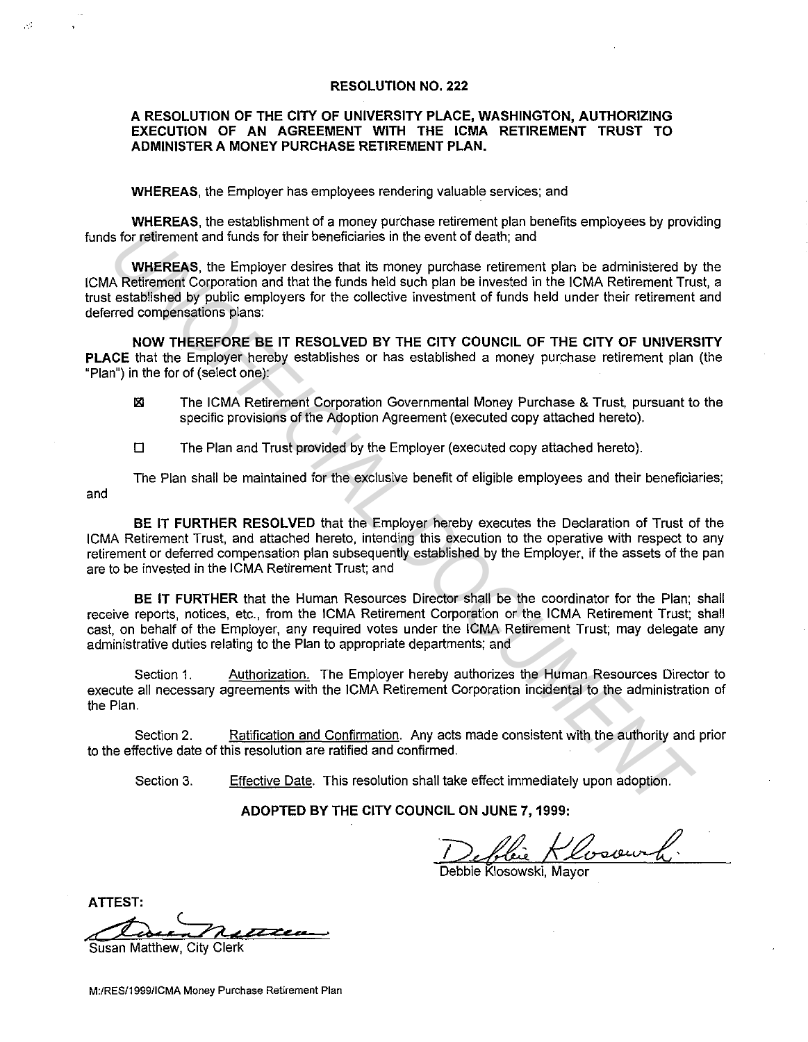# RESOLUTION NO. 222

## A RESOLUTION OF THE CITY OF UNIVERSITY PLACE, WASHINGTON, AUTHORIZING EXECUTION OF AN AGREEMENT WITH THE ICMA RETIREMENT TRUST TO ADMINISTER A MONEY PURCHASE RETIREMENT PLAN.

**WHEREAS**, the Employer has employees rendering valuable services; and

**WHEREAS**, the establishment of a money purchase retirement plan benefits employees by providing funds for retirement and funds for their beneficiaries in the event of death; and

**WHEREAS**, the Employer desires that its money purchase retirement plan be administered by the ICMA Retirement Corporation and that the funds held such plan be invested in the ICMA Retirement Trust, a trust established by public employers for the collective investment of funds held under their retirement and deferred compensations plans:

**NOW THEREFORE BE IT RESOLVED BY THE CITY COUNCIL OF THE CITY OF UNIVERSITY PLACE** that the Employer hereby establishes or has established a money purchase retirement plan (the "Plan") in the for of (select one):

☒ The ICMA Retirement Corporation Governmental Money Purchase & Trust, pursuant to the specific provisions of the Adoption Agreement (executed copy attached hereto).

☐ The Plan and Trust provided by the Employer (executed copy attached hereto).

The Plan shall be maintained for the exclusive benefit of eligible employees and their beneficiaries; and

**BE IT FURTHER RESOLVED** that the Employer hereby executes the Declaration of Trust of the ICMA Retirement Trust, and attached hereto, intending this execution to the operative with respect to any retirement or deferred compensation plan subsequently established by the Employer, if the assets of the pan are to be invested in the ICMA Retirement Trust; and

**BE IT FURTHER** that the Human Resources Director shall be the coordinator for the Plan; shall receive reports, notices, etc., from the ICMA Retirement Corporation or the ICMA Retirement Trust; shall cast, on behalf of the Employer, any required votes under the ICMA Retirement Trust; may delegate any administrative duties relating to the Plan to appropriate departments; and

Section 1. Authorization. The Employer hereby authorizes the Human Resources Director to execute all necessary agreements with the ICMA Retirement Corporation incidental to the administration of the Plan.

Section 2. Ratification and Confirmation. Any acts made consistent with the authority and prior to the effective date of this resolution are ratified and confirmed.

Section 3. Effective Date. This resolution shall take effect immediately upon adoption.

**ADOPTED BY THE CITY COUNCIL ON JUNE 7, 1999:**

Debbie Klosowski, Mayor

**ATTEST:**

Susan Matthew, City Clerk

M:/RES/1999/ICMA Money Purchase Retirement Plan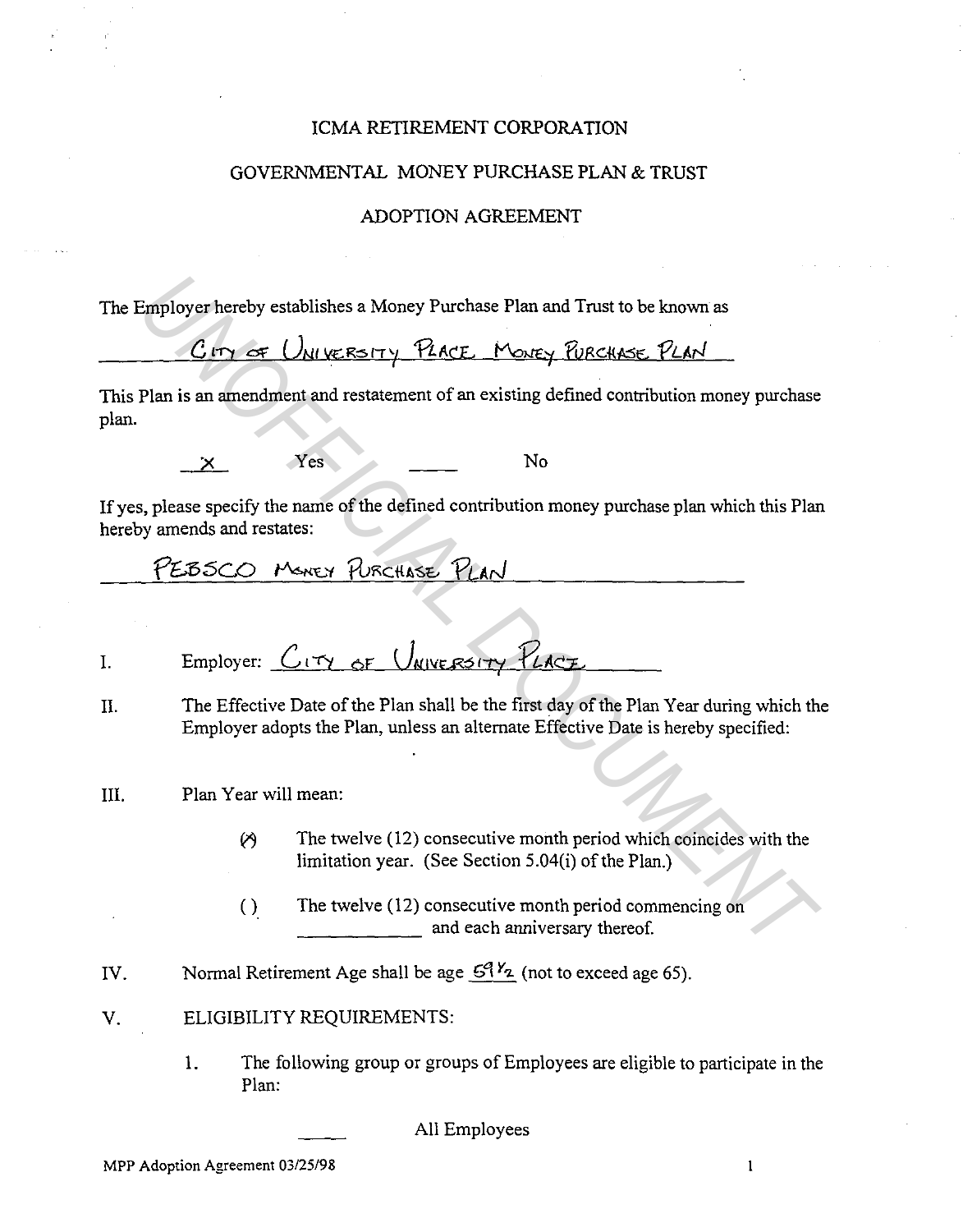# ICMA RETIREMENT CORPORATION

## GOVERNMENTAL MONEY PURCHASE PLAN & TRUST

## ADOPTION AGREEMENT

The Employer hereby establishes a Money Purchase Plan and Trust to be known as

CITY OF UNIVERSITY PLACE MONEY PURCHASE PLAN

This Plan is an amendment and restatement of an existing defined contribution money purchase plan.

\_X\_ Yes \_\_\_\_\_ No

If yes, please specify the name of the defined contribution money purchase plan which this Plan hereby amends and restates:

PEBSCO MONEY PURCHASE PLAN

I. Employer: CITY OF UNIVERSITY PLACE

II. The Effective Date of the Plan shall be the first day of the Plan Year during which the Employer adopts the Plan, unless an alternate Effective Date is hereby specified:

III. Plan Year will mean:

(X) The twelve (12) consecutive month period which coincides with the limitation year. (See Section 5.04(i) of the Plan.)

( ) The twelve (12) consecutive month period commencing on \_\_\_\_\_\_\_\_\_\_\_\_ and each anniversary thereof.

IV. Normal Retirement Age shall be age 59½ (not to exceed age 65).

V. ELIGIBILITY REQUIREMENTS:

1. The following group or groups of Employees are eligible to participate in the Plan:

\_\_\_\_\_ All Employees

UNOFFICIAL DOCUMENT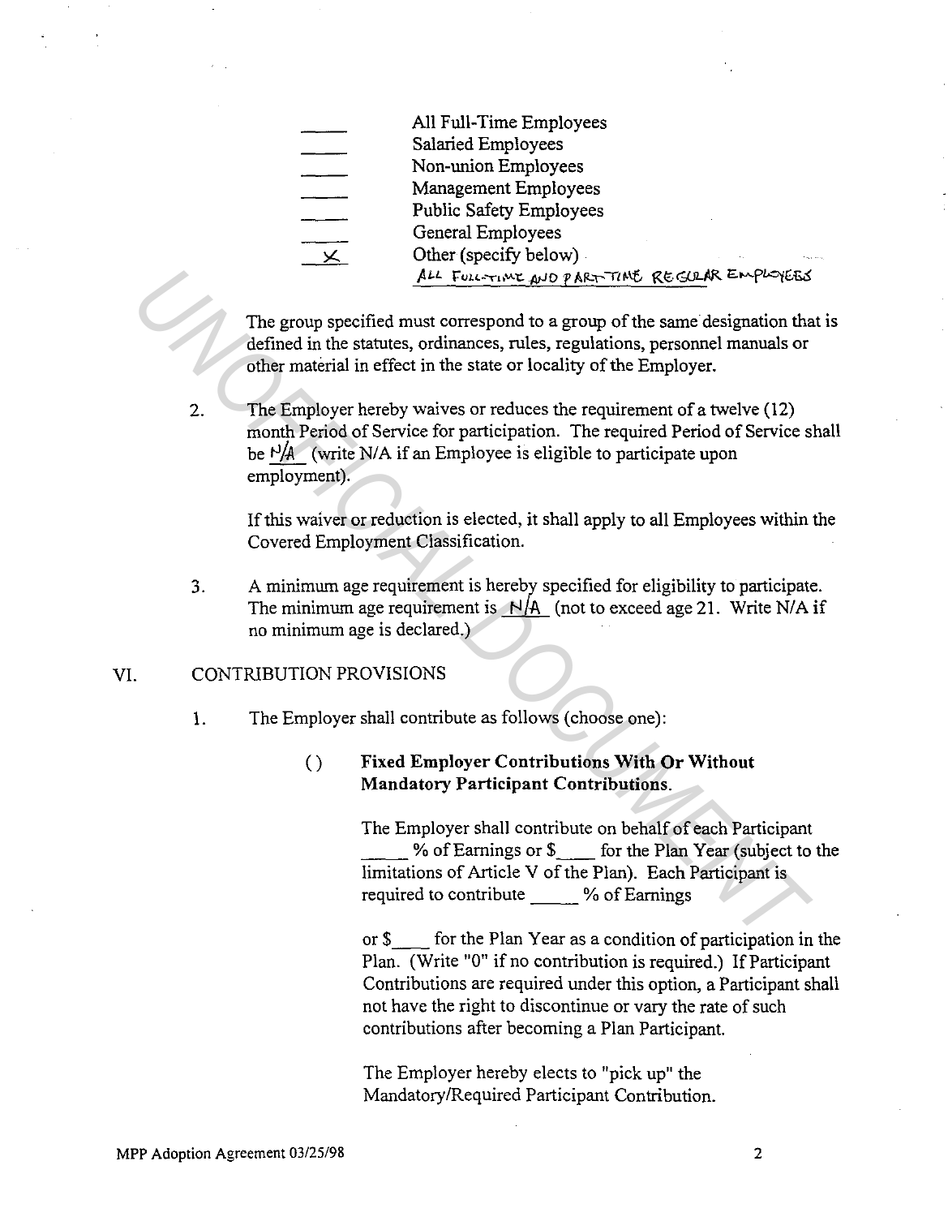____ All Full-Time Employees
____ Salaried Employees
____ Non-union Employees
____ Management Employees
____ Public Safety Employees
____ General Employees
__X__ Other (specify below)
ALL FULL-TIME AND PART-TIME REGULAR EMPLOYEES

The group specified must correspond to a group of the same designation that is defined in the statutes, ordinances, rules, regulations, personnel manuals or other material in effect in the state or locality of the Employer.

2. The Employer hereby waives or reduces the requirement of a twelve (12) month Period of Service for participation. The required Period of Service shall be N/A (write N/A if an Employee is eligible to participate upon employment).

   If this waiver or reduction is elected, it shall apply to all Employees within the Covered Employment Classification.

3. A minimum age requirement is hereby specified for eligibility to participate. The minimum age requirement is N/A (not to exceed age 21. Write N/A if no minimum age is declared.)

## VI. CONTRIBUTION PROVISIONS

1. The Employer shall contribute as follows (choose one):

   ( ) **Fixed Employer Contributions With Or Without Mandatory Participant Contributions.**

   The Employer shall contribute on behalf of each Participant _____ % of Earnings or $____ for the Plan Year (subject to the limitations of Article V of the Plan). Each Participant is required to contribute _____ % of Earnings

   or $____ for the Plan Year as a condition of participation in the Plan. (Write "0" if no contribution is required.) If Participant Contributions are required under this option, a Participant shall not have the right to discontinue or vary the rate of such contributions after becoming a Plan Participant.

   The Employer hereby elects to "pick up" the Mandatory/Required Participant Contribution.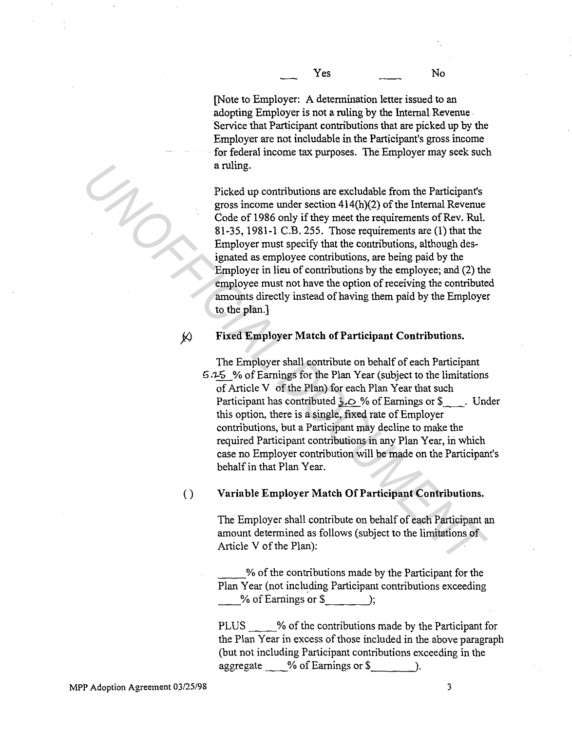___ Yes ___ No

[Note to Employer: A determination letter issued to an adopting Employer is not a ruling by the Internal Revenue Service that Participant contributions that are picked up by the Employer are not includable in the Participant's gross income for federal income tax purposes. The Employer may seek such a ruling.

Picked up contributions are excludable from the Participant's gross income under section 414(h)(2) of the Internal Revenue Code of 1986 only if they meet the requirements of Rev. Rul. 81-35, 1981-1 C.B. 255. Those requirements are (1) that the Employer must specify that the contributions, although designated as employee contributions, are being paid by the Employer in lieu of contributions by the employee; and (2) the employee must not have the option of receiving the contributed amounts directly instead of having them paid by the Employer to the plan.]

(X) **Fixed Employer Match of Participant Contributions.**

The Employer shall contribute on behalf of each Participant 5.25 % of Earnings for the Plan Year (subject to the limitations of Article V of the Plan) for each Plan Year that such Participant has contributed 3.0 % of Earnings or $____. Under this option, there is a single, fixed rate of Employer contributions, but a Participant may decline to make the required Participant contributions in any Plan Year, in which case no Employer contribution will be made on the Participant's behalf in that Plan Year.

( ) **Variable Employer Match Of Participant Contributions.**

The Employer shall contribute on behalf of each Participant an amount determined as follows (subject to the limitations of Article V of the Plan):

_____% of the contributions made by the Participant for the Plan Year (not including Participant contributions exceeding ____% of Earnings or $_______);

PLUS _____% of the contributions made by the Participant for the Plan Year in excess of those included in the above paragraph (but not including Participant contributions exceeding in the aggregate ____% of Earnings or $_______).

MPP Adoption Agreement 03/25/98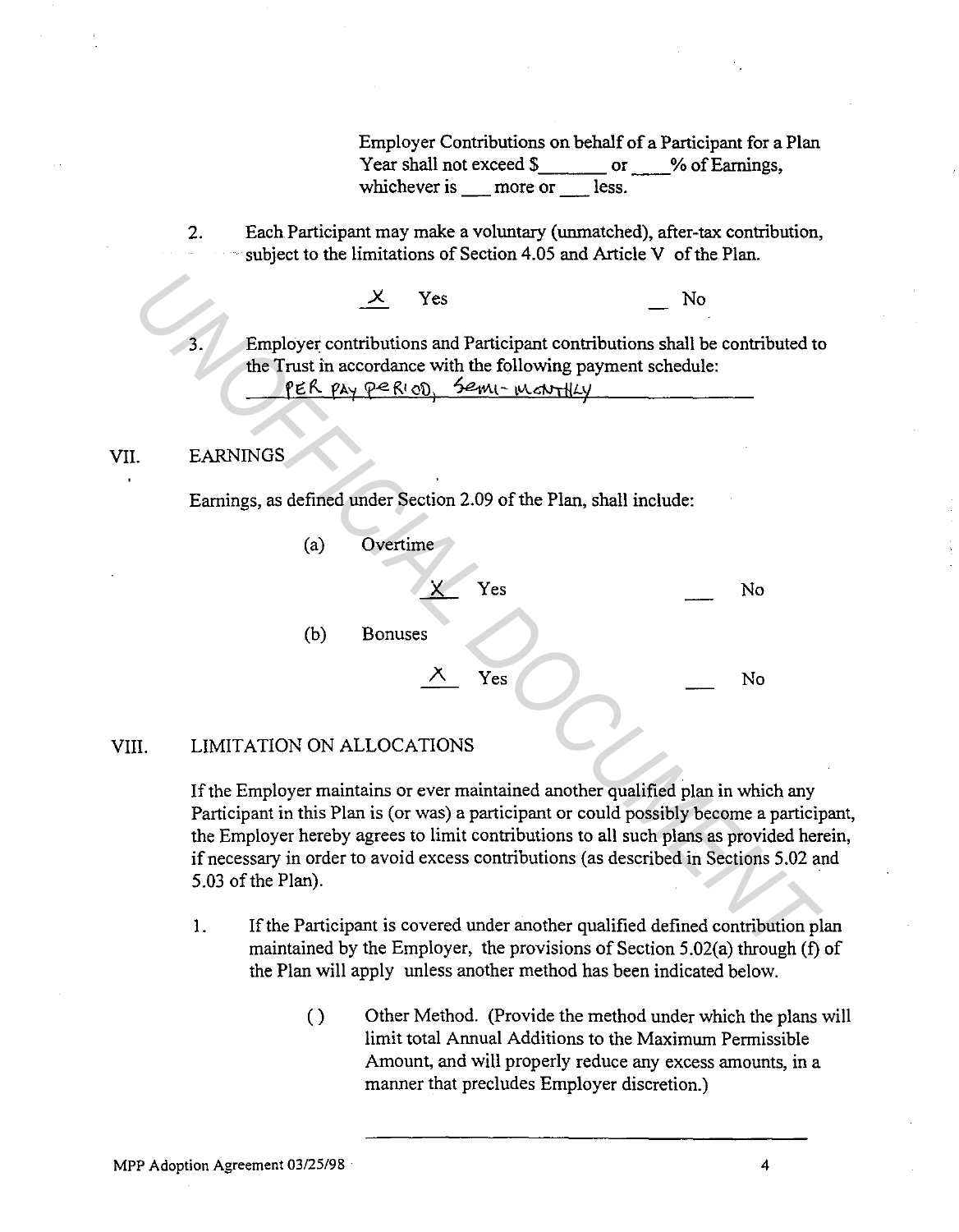Employer Contributions on behalf of a Participant for a Plan Year shall not exceed $_______ or ____% of Earnings, whichever is ___ more or ___ less.

2. Each Participant may make a voluntary (unmatched), after-tax contribution, subject to the limitations of Section 4.05 and Article V of the Plan.

   _X_ Yes    __ No

3. Employer contributions and Participant contributions shall be contributed to the Trust in accordance with the following payment schedule:
   PER PAY PERIOD, SEMI-MONTHLY

## VII. EARNINGS

Earnings, as defined under Section 2.09 of the Plan, shall include:

(a) Overtime

   _X_ Yes    ___ No

(b) Bonuses

   _X_ Yes    ___ No

## VIII. LIMITATION ON ALLOCATIONS

If the Employer maintains or ever maintained another qualified plan in which any Participant in this Plan is (or was) a participant or could possibly become a participant, the Employer hereby agrees to limit contributions to all such plans as provided herein, if necessary in order to avoid excess contributions (as described in Sections 5.02 and 5.03 of the Plan).

1. If the Participant is covered under another qualified defined contribution plan maintained by the Employer, the provisions of Section 5.02(a) through (f) of the Plan will apply unless another method has been indicated below.

   ( ) Other Method. (Provide the method under which the plans will limit total Annual Additions to the Maximum Permissible Amount, and will properly reduce any excess amounts, in a manner that precludes Employer discretion.)

   ______________________________________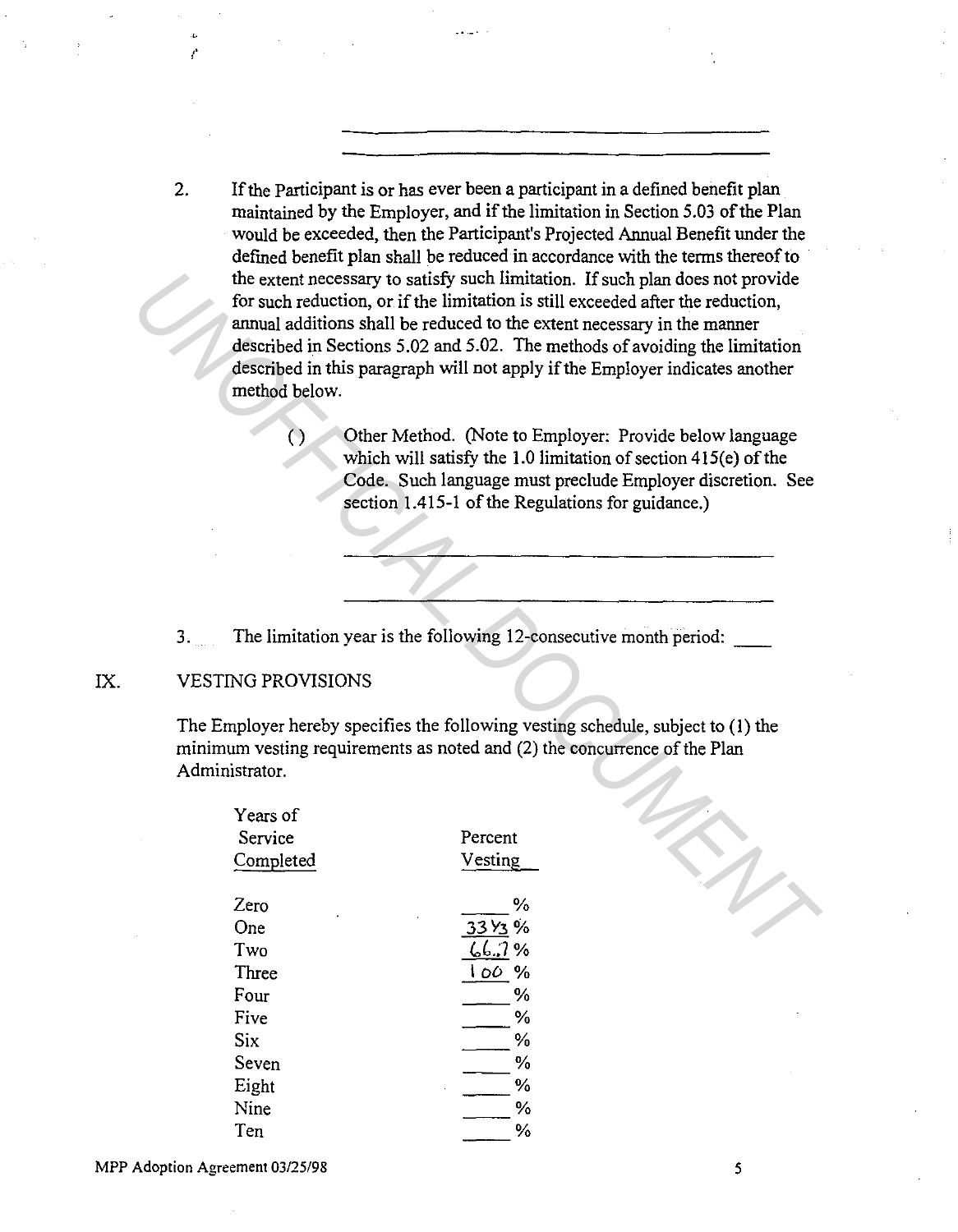\_\_\_\_\_\_\_\_\_\_\_\_\_\_\_\_\_\_\_\_\_\_\_\_\_\_\_\_\_\_\_\_\_\_\_\_\_\_\_\_

\_\_\_\_\_\_\_\_\_\_\_\_\_\_\_\_\_\_\_\_\_\_\_\_\_\_\_\_\_\_\_\_\_\_\_\_\_\_\_\_

2. If the Participant is or has ever been a participant in a defined benefit plan maintained by the Employer, and if the limitation in Section 5.03 of the Plan would be exceeded, then the Participant's Projected Annual Benefit under the defined benefit plan shall be reduced in accordance with the terms thereof to the extent necessary to satisfy such limitation. If such plan does not provide for such reduction, or if the limitation is still exceeded after the reduction, annual additions shall be reduced to the extent necessary in the manner described in Sections 5.02 and 5.02. The methods of avoiding the limitation described in this paragraph will not apply if the Employer indicates another method below.

   ( ) Other Method. (Note to Employer: Provide below language which will satisfy the 1.0 limitation of section 415(e) of the Code. Such language must preclude Employer discretion. See section 1.415-1 of the Regulations for guidance.)

   \_\_\_\_\_\_\_\_\_\_\_\_\_\_\_\_\_\_\_\_\_\_\_\_\_\_\_\_\_\_\_\_\_\_\_\_\_\_\_\_

   \_\_\_\_\_\_\_\_\_\_\_\_\_\_\_\_\_\_\_\_\_\_\_\_\_\_\_\_\_\_\_\_\_\_\_\_\_\_\_\_

3. The limitation year is the following 12-consecutive month period: \_\_\_\_

## IX. VESTING PROVISIONS

The Employer hereby specifies the following vesting schedule, subject to (1) the minimum vesting requirements as noted and (2) the concurrence of the Plan Administrator.

| Years of Service Completed | Percent Vesting |
|---|---|
| Zero | \_\_\_\_ % |
| One | 33 1/3 % |
| Two | 66.7 % |
| Three | 100 % |
| Four | \_\_\_\_ % |
| Five | \_\_\_\_ % |
| Six | \_\_\_\_ % |
| Seven | \_\_\_\_ % |
| Eight | \_\_\_\_ % |
| Nine | \_\_\_\_ % |
| Ten | \_\_\_\_ % |

MPP Adoption Agreement 03/25/98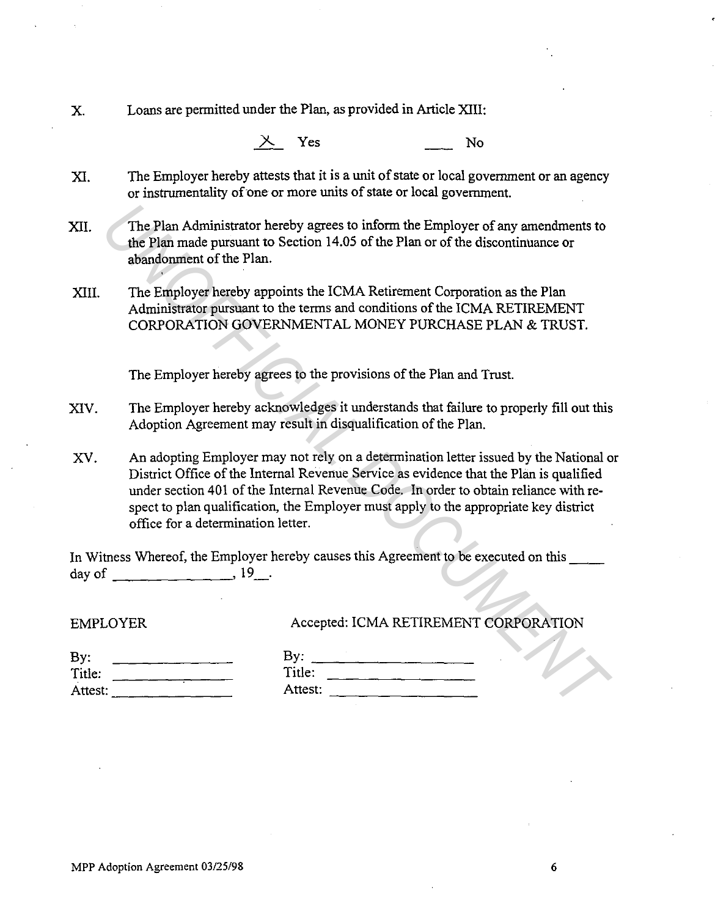X. Loans are permitted under the Plan, as provided in Article XIII:

X Yes ___ No

XI. The Employer hereby attests that it is a unit of state or local government or an agency or instrumentality of one or more units of state or local government.

XII. The Plan Administrator hereby agrees to inform the Employer of any amendments to the Plan made pursuant to Section 14.05 of the Plan or of the discontinuance or abandonment of the Plan.

XIII. The Employer hereby appoints the ICMA Retirement Corporation as the Plan Administrator pursuant to the terms and conditions of the ICMA RETIREMENT CORPORATION GOVERNMENTAL MONEY PURCHASE PLAN & TRUST.

The Employer hereby agrees to the provisions of the Plan and Trust.

XIV. The Employer hereby acknowledges it understands that failure to properly fill out this Adoption Agreement may result in disqualification of the Plan.

XV. An adopting Employer may not rely on a determination letter issued by the National or District Office of the Internal Revenue Service as evidence that the Plan is qualified under section 401 of the Internal Revenue Code. In order to obtain reliance with respect to plan qualification, the Employer must apply to the appropriate key district office for a determination letter.

In Witness Whereof, the Employer hereby causes this Agreement to be executed on this _____ day of ________________, 19__.

| EMPLOYER | Accepted: ICMA RETIREMENT CORPORATION |
|---|---|
| By: ________________ | By: ____________________ |
| Title: ________________ | Title: ____________________ |
| Attest: ________________ | Attest: ____________________ |

MPP Adoption Agreement 03/25/98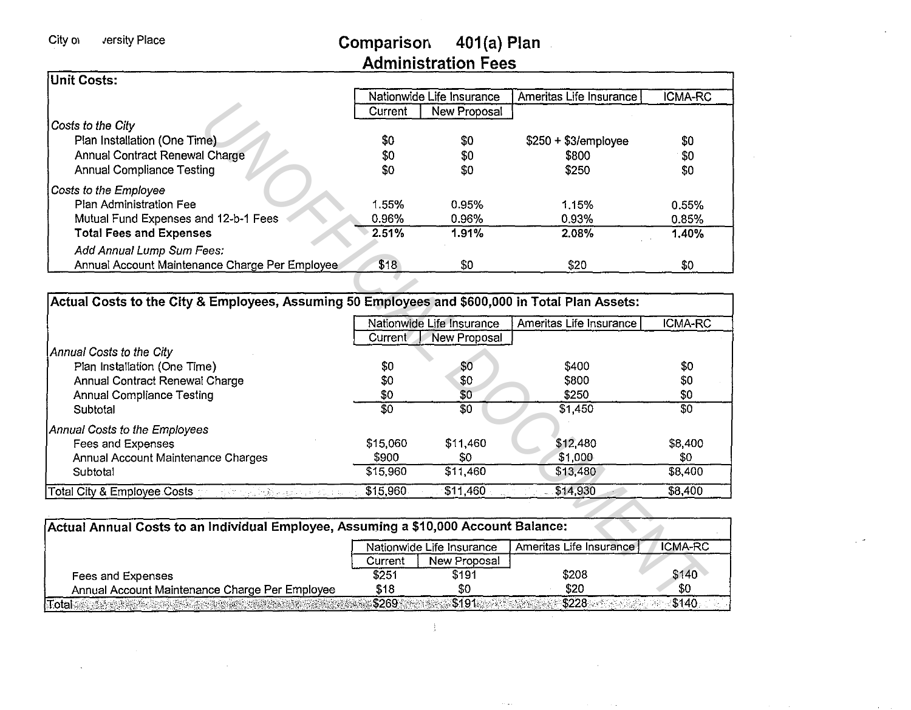City of University Place

# Comparison 401(a) Plan Administration Fees

| Unit Costs: | Nationwide Life Insurance | | Ameritas Life Insurance | ICMA-RC |
|---|---|---|---|---|
| | Current | New Proposal | | |
| *Costs to the City* | | | | |
| Plan Installation (One Time) | $0 | $0 | $250 + $3/employee | $0 |
| Annual Contract Renewal Charge | $0 | $0 | $800 | $0 |
| Annual Compliance Testing | $0 | $0 | $250 | $0 |
| *Costs to the Employee* | | | | |
| Plan Administration Fee | 1.55% | 0.95% | 1.15% | 0.55% |
| Mutual Fund Expenses and 12-b-1 Fees | 0.96% | 0.96% | 0.93% | 0.85% |
| **Total Fees and Expenses** | **2.51%** | **1.91%** | **2.08%** | **1.40%** |
| *Add Annual Lump Sum Fees:* | | | | |
| Annual Account Maintenance Charge Per Employee | $18 | $0 | $20 | $0 |

| Actual Costs to the City & Employees, Assuming 50 Employees and $600,000 in Total Plan Assets: | Nationwide Life Insurance | | Ameritas Life Insurance | ICMA-RC |
|---|---|---|---|---|
| | Current | New Proposal | | |
| *Annual Costs to the City* | | | | |
| Plan Installation (One Time) | $0 | $0 | $400 | $0 |
| Annual Contract Renewal Charge | $0 | $0 | $800 | $0 |
| Annual Compliance Testing | $0 | $0 | $250 | $0 |
| Subtotal | $0 | $0 | $1,450 | $0 |
| *Annual Costs to the Employees* | | | | |
| Fees and Expenses | $15,060 | $11,460 | $12,480 | $8,400 |
| Annual Account Maintenance Charges | $900 | $0 | $1,000 | $0 |
| Subtotal | $15,960 | $11,460 | $13,480 | $8,400 |
| Total City & Employee Costs | $15,960 | $11,460 | $14,930 | $8,400 |

| Actual Annual Costs to an Individual Employee, Assuming a $10,000 Account Balance: | Nationwide Life Insurance | | Ameritas Life Insurance | ICMA-RC |
|---|---|---|---|---|
| | Current | New Proposal | | |
| Fees and Expenses | $251 | $191 | $208 | $140 |
| Annual Account Maintenance Charge Per Employee | $18 | $0 | $20 | $0 |
| Total | $269 | $191 | $228 | $140 |

UNOFFICIAL DOCUMENT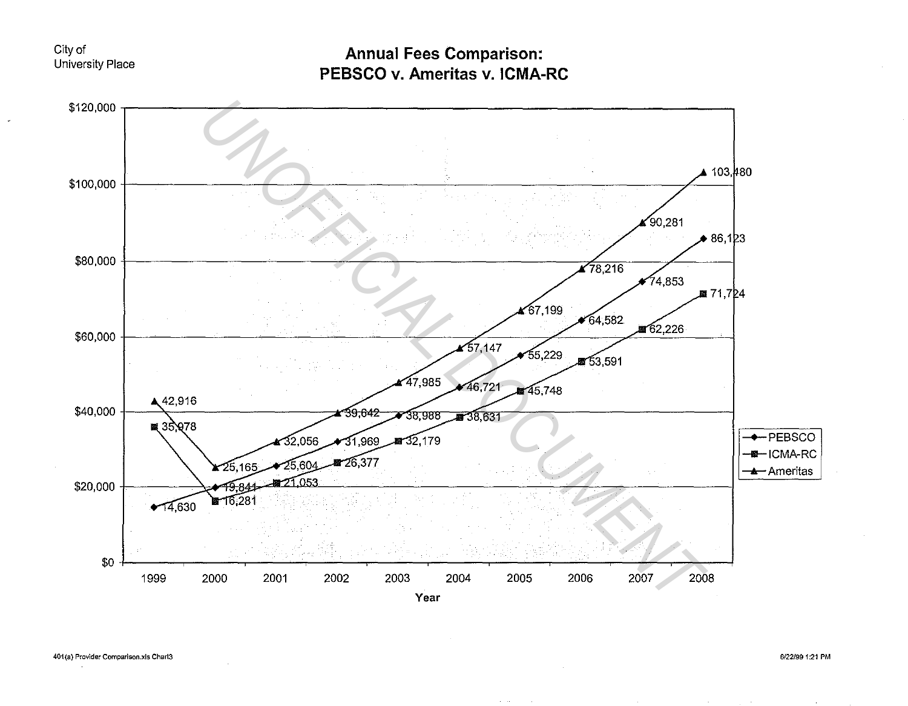City of
University Place

# Annual Fees Comparison: PEBSCO v. Ameritas v. ICMA-RC

| Year | PEBSCO | ICMA-RC | Ameritas |
|---|---|---|---|
| 1999 | 14,630 | 35,978 | 42,916 |
| 2000 | 19,841 | 16,281 | 25,165 |
| 2001 | 25,604 | 21,053 | 32,056 |
| 2002 | 31,969 | 26,377 | 39,642 |
| 2003 | 38,988 | 32,179 | 47,985 |
| 2004 | 46,721 | 38,631 | 57,147 |
| 2005 | 55,229 | 45,748 | 67,199 |
| 2006 | 64,582 | 53,591 | 78,216 |
| 2007 | 74,853 | 62,226 | 90,281 |
| 2008 | 86,123 | 71,724 | 103,480 |

UNOFFICIAL DOCUMENT

401(a) Provider Comparison.xls Chart3

6/22/99 1:21 PM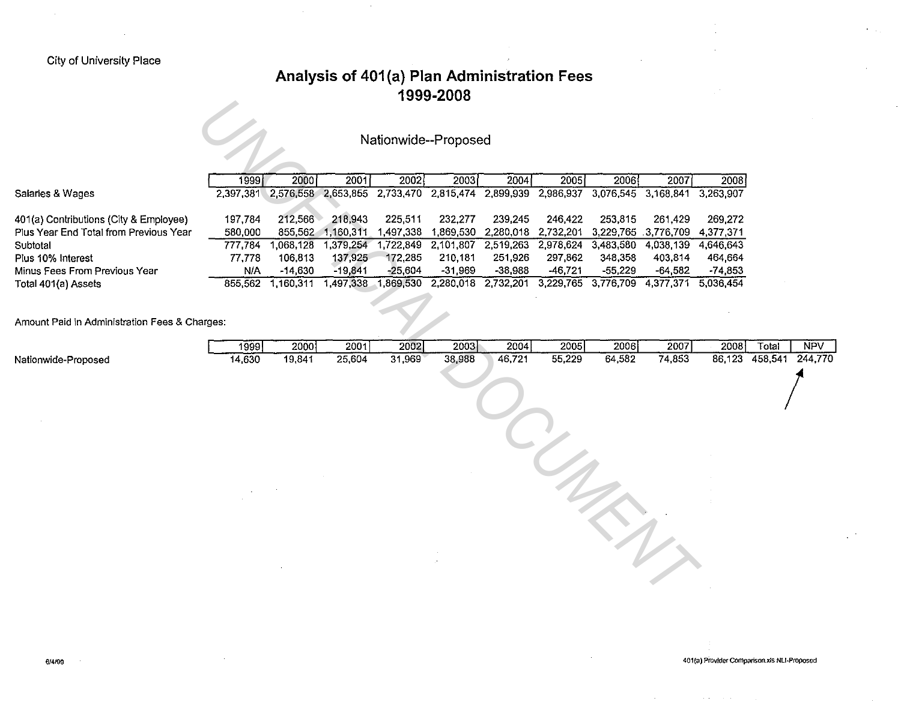City of University Place

# Analysis of 401(a) Plan Administration Fees 1999-2008

## Nationwide--Proposed

| | 1999 | 2000 | 2001 | 2002 | 2003 | 2004 | 2005 | 2006 | 2007 | 2008 |
|---|---|---|---|---|---|---|---|---|---|---|
| Salaries & Wages | 2,397,381 | 2,576,558 | 2,653,855 | 2,733,470 | 2,815,474 | 2,899,939 | 2,986,937 | 3,076,545 | 3,168,841 | 3,263,907 |
| | | | | | | | | | | |
| 401(a) Contributions (City & Employee) | 197,784 | 212,566 | 218,943 | 225,511 | 232,277 | 239,245 | 246,422 | 253,815 | 261,429 | 269,272 |
| Plus Year End Total from Previous Year | 580,000 | 855,562 | 1,160,311 | 1,497,338 | 1,869,530 | 2,280,018 | 2,732,201 | 3,229,765 | 3,776,709 | 4,377,371 |
| Subtotal | 777,784 | 1,068,128 | 1,379,254 | 1,722,849 | 2,101,807 | 2,519,263 | 2,978,624 | 3,483,580 | 4,038,139 | 4,646,643 |
| Plus 10% Interest | 77,778 | 106,813 | 137,925 | 172,285 | 210,181 | 251,926 | 297,862 | 348,358 | 403,814 | 464,664 |
| Minus Fees From Previous Year | N/A | -14,630 | -19,841 | -25,604 | -31,969 | -38,988 | -46,721 | -55,229 | -64,582 | -74,853 |
| Total 401(a) Assets | 855,562 | 1,160,311 | 1,497,338 | 1,869,530 | 2,280,018 | 2,732,201 | 3,229,765 | 3,776,709 | 4,377,371 | 5,036,454 |

Amount Paid in Administration Fees & Charges:

| | 1999 | 2000 | 2001 | 2002 | 2003 | 2004 | 2005 | 2006 | 2007 | 2008 | Total | NPV |
|---|---|---|---|---|---|---|---|---|---|---|---|---|
| Nationwide-Proposed | 14,630 | 19,841 | 25,604 | 31,969 | 38,988 | 46,721 | 55,229 | 64,582 | 74,853 | 86,123 | 458,541 | 244,770 |

6/4/99

401(a) Provider Comparison.xls NLI-Proposed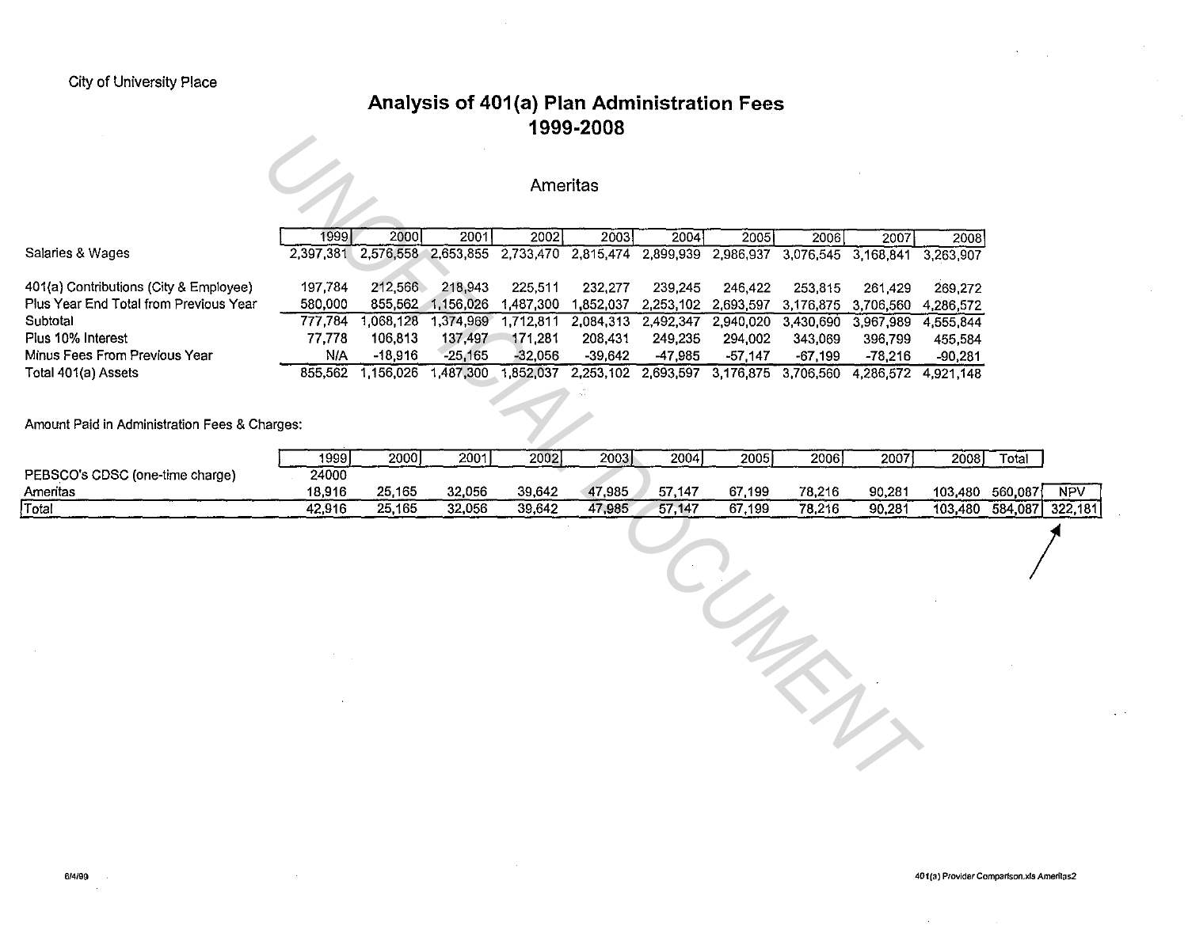City of University Place

# Analysis of 401(a) Plan Administration Fees
## 1999-2008

### Ameritas

| | 1999 | 2000 | 2001 | 2002 | 2003 | 2004 | 2005 | 2006 | 2007 | 2008 |
|---|---|---|---|---|---|---|---|---|---|---|
| Salaries & Wages | 2,397,381 | 2,576,558 | 2,653,855 | 2,733,470 | 2,815,474 | 2,899,939 | 2,986,937 | 3,076,545 | 3,168,841 | 3,263,907 |
| | | | | | | | | | | |
| 401(a) Contributions (City & Employee) | 197,784 | 212,566 | 218,943 | 225,511 | 232,277 | 239,245 | 246,422 | 253,815 | 261,429 | 269,272 |
| Plus Year End Total from Previous Year | 580,000 | 855,562 | 1,156,026 | 1,487,300 | 1,852,037 | 2,253,102 | 2,693,597 | 3,176,875 | 3,706,560 | 4,286,572 |
| Subtotal | 777,784 | 1,068,128 | 1,374,969 | 1,712,811 | 2,084,313 | 2,492,347 | 2,940,020 | 3,430,690 | 3,967,989 | 4,555,844 |
| Plus 10% Interest | 77,778 | 106,813 | 137,497 | 171,281 | 208,431 | 249,235 | 294,002 | 343,069 | 396,799 | 455,584 |
| Minus Fees From Previous Year | N/A | -18,916 | -25,165 | -32,056 | -39,642 | -47,985 | -57,147 | -67,199 | -78,216 | -90,281 |
| Total 401(a) Assets | 855,562 | 1,156,026 | 1,487,300 | 1,852,037 | 2,253,102 | 2,693,597 | 3,176,875 | 3,706,560 | 4,286,572 | 4,921,148 |

Amount Paid in Administration Fees & Charges:

| | 1999 | 2000 | 2001 | 2002 | 2003 | 2004 | 2005 | 2006 | 2007 | 2008 | Total | |
|---|---|---|---|---|---|---|---|---|---|---|---|---|
| PEBSCO's CDSC (one-time charge) | 24000 | | | | | | | | | | | |
| Ameritas | 18,916 | 25,165 | 32,056 | 39,642 | 47,985 | 57,147 | 67,199 | 78,216 | 90,281 | 103,480 | 560,087 | NPV |
| Total | 42,916 | 25,165 | 32,056 | 39,642 | 47,985 | 57,147 | 67,199 | 78,216 | 90,281 | 103,480 | 584,087 | 322,181 |

6/4/99

401(a) Provider Comparison.xls Ameritas2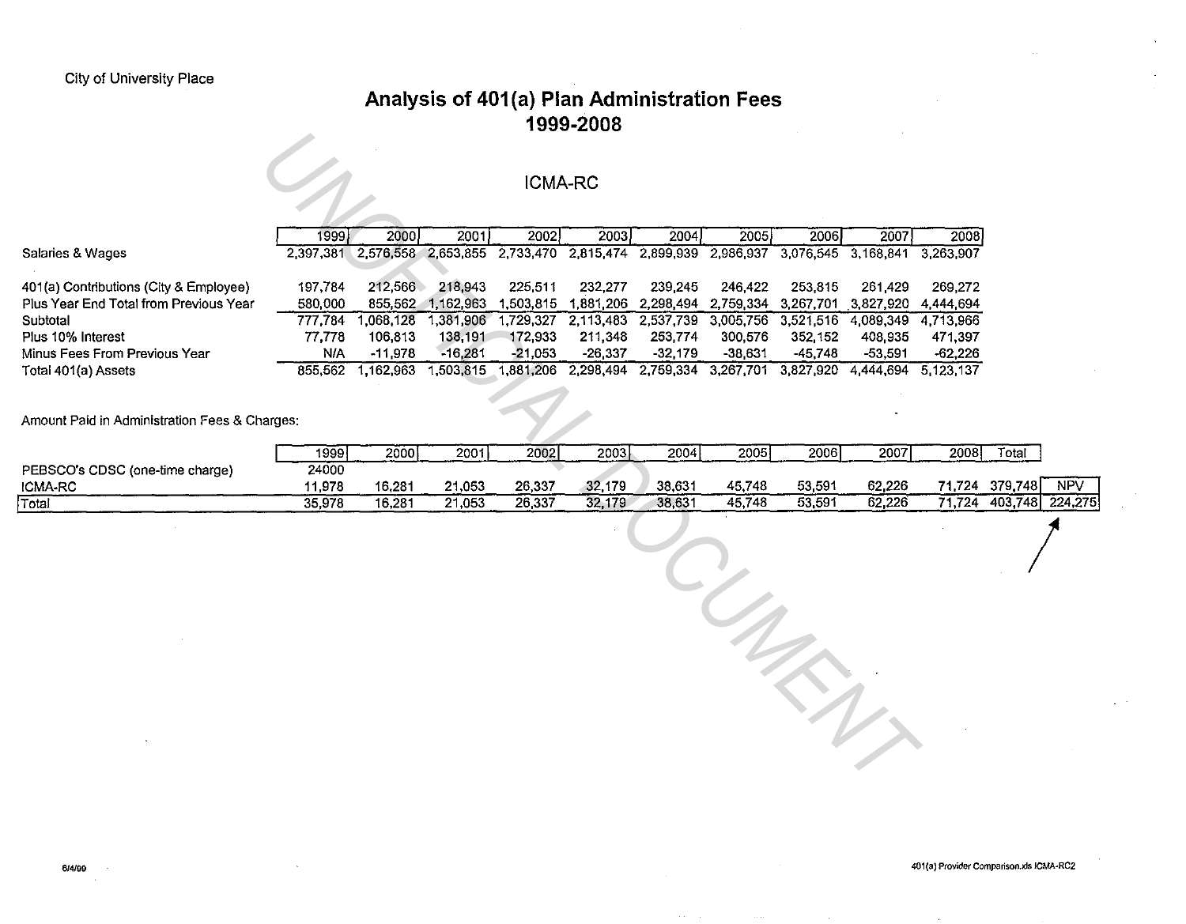City of University Place

# Analysis of 401(a) Plan Administration Fees
# 1999-2008

## ICMA-RC

| | 1999 | 2000 | 2001 | 2002 | 2003 | 2004 | 2005 | 2006 | 2007 | 2008 |
|---|---|---|---|---|---|---|---|---|---|---|
| Salaries & Wages | 2,397,381 | 2,576,558 | 2,653,855 | 2,733,470 | 2,815,474 | 2,899,939 | 2,986,937 | 3,076,545 | 3,168,841 | 3,263,907 |
| 401(a) Contributions (City & Employee) | 197,784 | 212,566 | 218,943 | 225,511 | 232,277 | 239,245 | 246,422 | 253,815 | 261,429 | 269,272 |
| Plus Year End Total from Previous Year | 580,000 | 855,562 | 1,162,963 | 1,503,815 | 1,881,206 | 2,298,494 | 2,759,334 | 3,267,701 | 3,827,920 | 4,444,694 |
| Subtotal | 777,784 | 1,068,128 | 1,381,906 | 1,729,327 | 2,113,483 | 2,537,739 | 3,005,756 | 3,521,516 | 4,089,349 | 4,713,966 |
| Plus 10% Interest | 77,778 | 106,813 | 138,191 | 172,933 | 211,348 | 253,774 | 300,576 | 352,152 | 408,935 | 471,397 |
| Minus Fees From Previous Year | N/A | -11,978 | -16,281 | -21,053 | -26,337 | -32,179 | -38,631 | -45,748 | -53,591 | -62,226 |
| Total 401(a) Assets | 855,562 | 1,162,963 | 1,503,815 | 1,881,206 | 2,298,494 | 2,759,334 | 3,267,701 | 3,827,920 | 4,444,694 | 5,123,137 |

Amount Paid in Administration Fees & Charges:

| | 1999 | 2000 | 2001 | 2002 | 2003 | 2004 | 2005 | 2006 | 2007 | 2008 | Total | NPV |
|---|---|---|---|---|---|---|---|---|---|---|---|---|
| PEBSCO's CDSC (one-time charge) | 24000 | | | | | | | | | | | |
| ICMA-RC | 11,978 | 16,281 | 21,053 | 26,337 | 32,179 | 38,631 | 45,748 | 53,591 | 62,226 | 71,724 | 379,748 | |
| Total | 35,978 | 16,281 | 21,053 | 26,337 | 32,179 | 38,631 | 45,748 | 53,591 | 62,226 | 71,724 | 403,748 | 224,275 |

6/4/99

401(a) Provider Comparison.xls ICMA-RC2